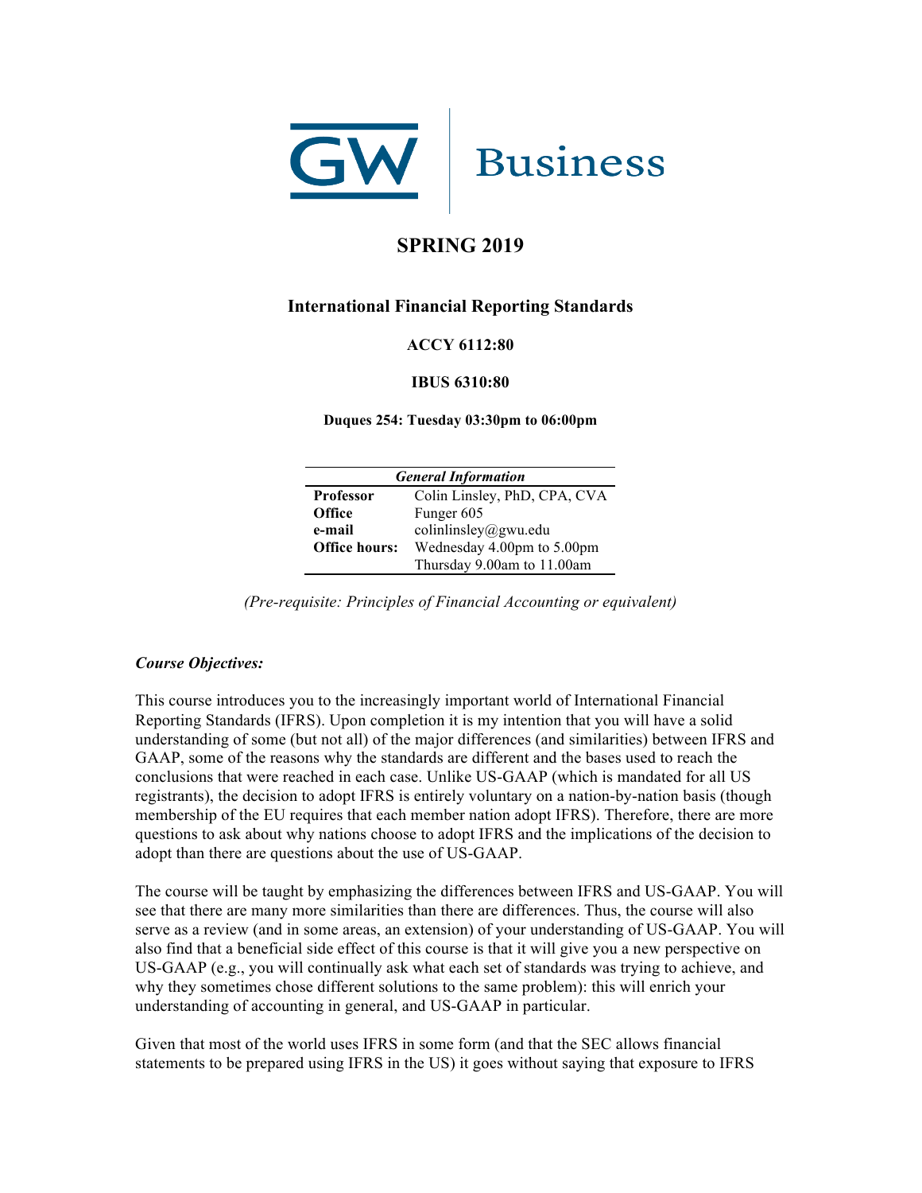GW | Business

# SPRING 2019

## International Financial Reporting Standards

**ACCY 6112:80**

**IBUS 6310:80**

**Duques 254: Tuesday 03:30pm to 06:00pm**

| *General Information* | |
|---|---|
| **Professor** | Colin Linsley, PhD, CPA, CVA |
| **Office** | Funger 605 |
| **e-mail** | colinlinsley@gwu.edu |
| **Office hours:** | Wednesday 4.00pm to 5.00pm |
| | Thursday 9.00am to 11.00am |

*(Pre-requisite: Principles of Financial Accounting or equivalent)*

***Course Objectives:***

This course introduces you to the increasingly important world of International Financial Reporting Standards (IFRS). Upon completion it is my intention that you will have a solid understanding of some (but not all) of the major differences (and similarities) between IFRS and GAAP, some of the reasons why the standards are different and the bases used to reach the conclusions that were reached in each case. Unlike US-GAAP (which is mandated for all US registrants), the decision to adopt IFRS is entirely voluntary on a nation-by-nation basis (though membership of the EU requires that each member nation adopt IFRS). Therefore, there are more questions to ask about why nations choose to adopt IFRS and the implications of the decision to adopt than there are questions about the use of US-GAAP.

The course will be taught by emphasizing the differences between IFRS and US-GAAP. You will see that there are many more similarities than there are differences. Thus, the course will also serve as a review (and in some areas, an extension) of your understanding of US-GAAP. You will also find that a beneficial side effect of this course is that it will give you a new perspective on US-GAAP (e.g., you will continually ask what each set of standards was trying to achieve, and why they sometimes chose different solutions to the same problem): this will enrich your understanding of accounting in general, and US-GAAP in particular.

Given that most of the world uses IFRS in some form (and that the SEC allows financial statements to be prepared using IFRS in the US) it goes without saying that exposure to IFRS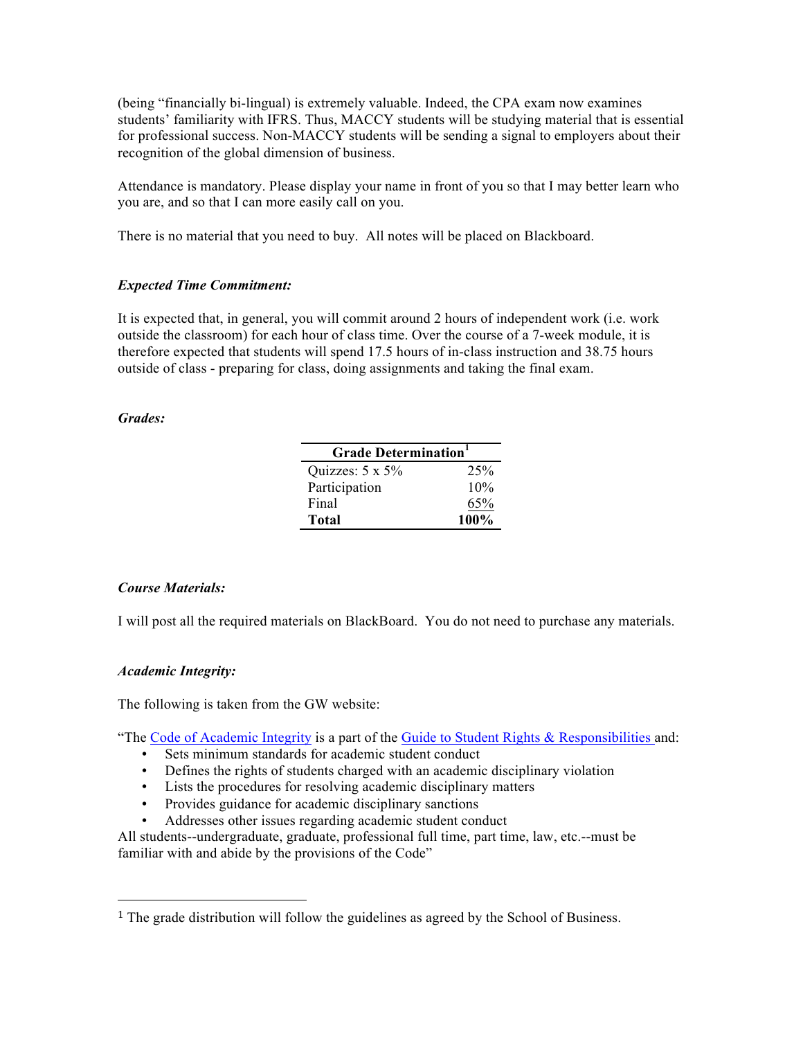(being "financially bi-lingual) is extremely valuable. Indeed, the CPA exam now examines students' familiarity with IFRS. Thus, MACCY students will be studying material that is essential for professional success. Non-MACCY students will be sending a signal to employers about their recognition of the global dimension of business.

Attendance is mandatory. Please display your name in front of you so that I may better learn who you are, and so that I can more easily call on you.

There is no material that you need to buy. All notes will be placed on Blackboard.

***Expected Time Commitment:***

It is expected that, in general, you will commit around 2 hours of independent work (i.e. work outside the classroom) for each hour of class time. Over the course of a 7-week module, it is therefore expected that students will spend 17.5 hours of in-class instruction and 38.75 hours outside of class - preparing for class, doing assignments and taking the final exam.

***Grades:***

| **Grade Determination**[1] | |
|---|---|
| Quizzes: 5 x 5% | 25% |
| Participation | 10% |
| Final | 65% |
| **Total** | **100%** |

***Course Materials:***

I will post all the required materials on BlackBoard. You do not need to purchase any materials.

***Academic Integrity:***

The following is taken from the GW website:

"The Code of Academic Integrity is a part of the Guide to Student Rights & Responsibilities and:

- Sets minimum standards for academic student conduct
- Defines the rights of students charged with an academic disciplinary violation
- Lists the procedures for resolving academic disciplinary matters
- Provides guidance for academic disciplinary sanctions
- Addresses other issues regarding academic student conduct

All students--undergraduate, graduate, professional full time, part time, law, etc.--must be familiar with and abide by the provisions of the Code"

[1] The grade distribution will follow the guidelines as agreed by the School of Business.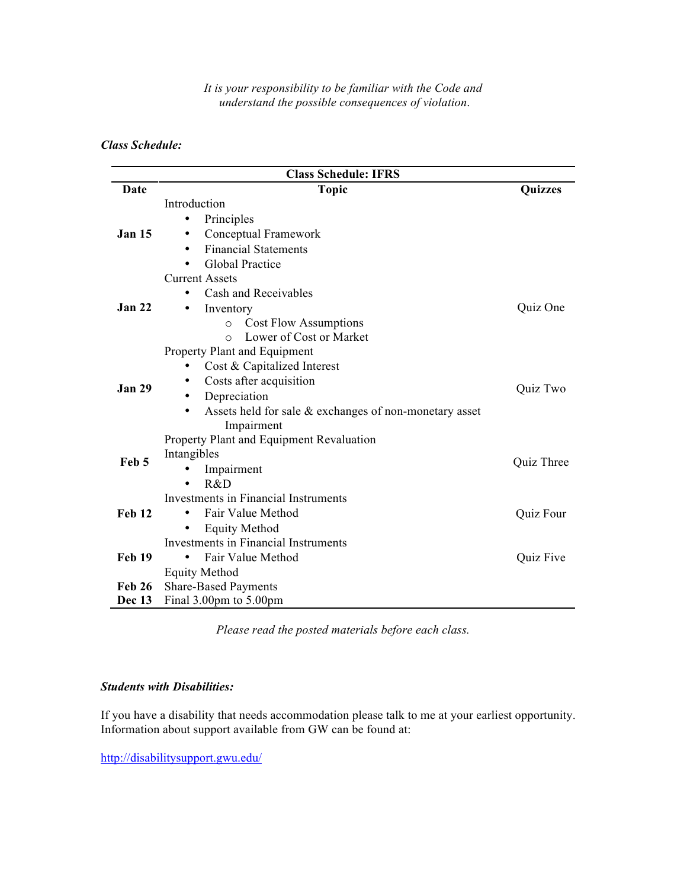*It is your responsibility to be familiar with the Code and understand the possible consequences of violation.*

***Class Schedule:***

| | Class Schedule: IFRS | |
|---|---|---|
| **Date** | **Topic** | **Quizzes** |
| **Jan 15** | Introduction<br>• Principles<br>• Conceptual Framework<br>• Financial Statements<br>• Global Practice | |
| **Jan 22** | Current Assets<br>• Cash and Receivables<br>• Inventory<br>  ○ Cost Flow Assumptions<br>  ○ Lower of Cost or Market | Quiz One |
| **Jan 29** | Property Plant and Equipment<br>• Cost & Capitalized Interest<br>• Costs after acquisition<br>• Depreciation<br>• Assets held for sale & exchanges of non-monetary asset Impairment | Quiz Two |
| **Feb 5** | Property Plant and Equipment Revaluation<br>Intangibles<br>• Impairment<br>• R&D | Quiz Three |
| **Feb 12** | Investments in Financial Instruments<br>• Fair Value Method<br>• Equity Method | Quiz Four |
| **Feb 19** | Investments in Financial Instruments<br>• Fair Value Method<br>Equity Method | Quiz Five |
| **Feb 26** | Share-Based Payments | |
| **Dec 13** | Final 3.00pm to 5.00pm | |

*Please read the posted materials before each class.*

***Students with Disabilities:***

If you have a disability that needs accommodation please talk to me at your earliest opportunity. Information about support available from GW can be found at:

http://disabilitysupport.gwu.edu/